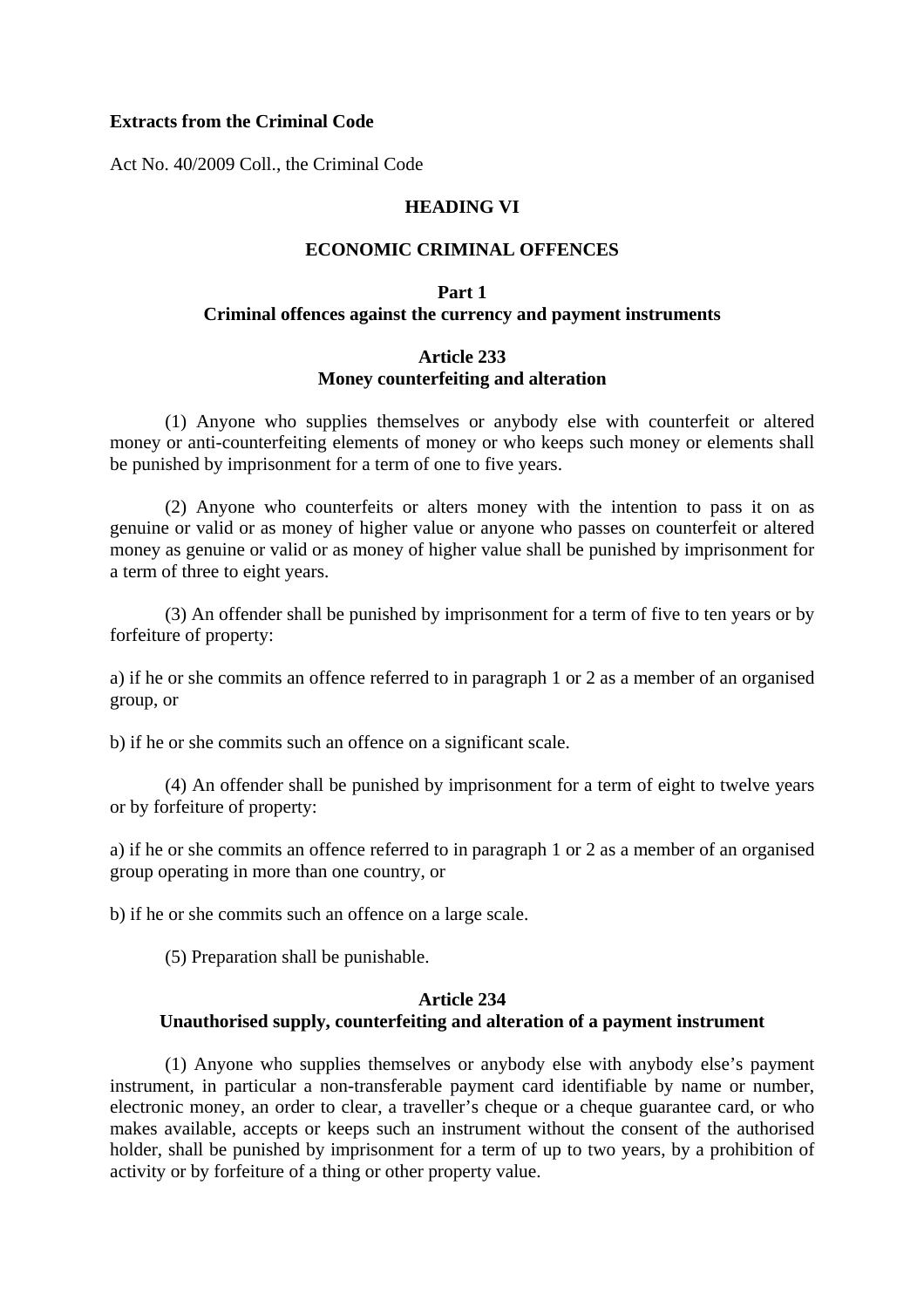**Extracts from the Criminal Code**

Act No. 40/2009 Coll., the Criminal Code

## HEADING VI

## ECONOMIC CRIMINAL OFFENCES

### Part 1
### Criminal offences against the currency and payment instruments

#### Article 233
#### Money counterfeiting and alteration

(1) Anyone who supplies themselves or anybody else with counterfeit or altered money or anti-counterfeiting elements of money or who keeps such money or elements shall be punished by imprisonment for a term of one to five years.

(2) Anyone who counterfeits or alters money with the intention to pass it on as genuine or valid or as money of higher value or anyone who passes on counterfeit or altered money as genuine or valid or as money of higher value shall be punished by imprisonment for a term of three to eight years.

(3) An offender shall be punished by imprisonment for a term of five to ten years or by forfeiture of property:

a) if he or she commits an offence referred to in paragraph 1 or 2 as a member of an organised group, or

b) if he or she commits such an offence on a significant scale.

(4) An offender shall be punished by imprisonment for a term of eight to twelve years or by forfeiture of property:

a) if he or she commits an offence referred to in paragraph 1 or 2 as a member of an organised group operating in more than one country, or

b) if he or she commits such an offence on a large scale.

(5) Preparation shall be punishable.

#### Article 234
#### Unauthorised supply, counterfeiting and alteration of a payment instrument

(1) Anyone who supplies themselves or anybody else with anybody else's payment instrument, in particular a non-transferable payment card identifiable by name or number, electronic money, an order to clear, a traveller's cheque or a cheque guarantee card, or who makes available, accepts or keeps such an instrument without the consent of the authorised holder, shall be punished by imprisonment for a term of up to two years, by a prohibition of activity or by forfeiture of a thing or other property value.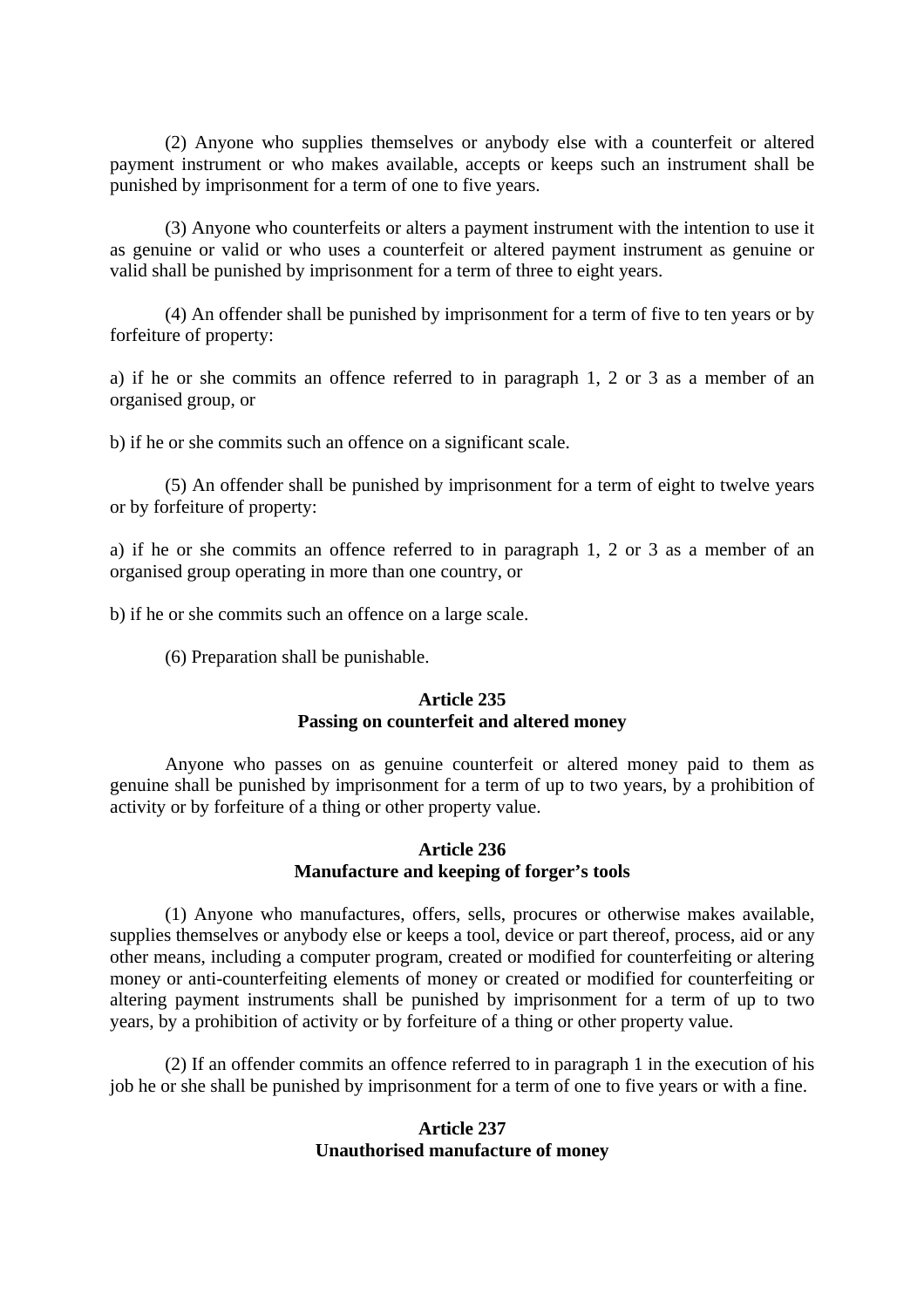(2) Anyone who supplies themselves or anybody else with a counterfeit or altered payment instrument or who makes available, accepts or keeps such an instrument shall be punished by imprisonment for a term of one to five years.

(3) Anyone who counterfeits or alters a payment instrument with the intention to use it as genuine or valid or who uses a counterfeit or altered payment instrument as genuine or valid shall be punished by imprisonment for a term of three to eight years.

(4) An offender shall be punished by imprisonment for a term of five to ten years or by forfeiture of property:

a) if he or she commits an offence referred to in paragraph 1, 2 or 3 as a member of an organised group, or

b) if he or she commits such an offence on a significant scale.

(5) An offender shall be punished by imprisonment for a term of eight to twelve years or by forfeiture of property:

a) if he or she commits an offence referred to in paragraph 1, 2 or 3 as a member of an organised group operating in more than one country, or

b) if he or she commits such an offence on a large scale.

(6) Preparation shall be punishable.

### Article 235
### Passing on counterfeit and altered money

Anyone who passes on as genuine counterfeit or altered money paid to them as genuine shall be punished by imprisonment for a term of up to two years, by a prohibition of activity or by forfeiture of a thing or other property value.

### Article 236
### Manufacture and keeping of forger's tools

(1) Anyone who manufactures, offers, sells, procures or otherwise makes available, supplies themselves or anybody else or keeps a tool, device or part thereof, process, aid or any other means, including a computer program, created or modified for counterfeiting or altering money or anti-counterfeiting elements of money or created or modified for counterfeiting or altering payment instruments shall be punished by imprisonment for a term of up to two years, by a prohibition of activity or by forfeiture of a thing or other property value.

(2) If an offender commits an offence referred to in paragraph 1 in the execution of his job he or she shall be punished by imprisonment for a term of one to five years or with a fine.

### Article 237
### Unauthorised manufacture of money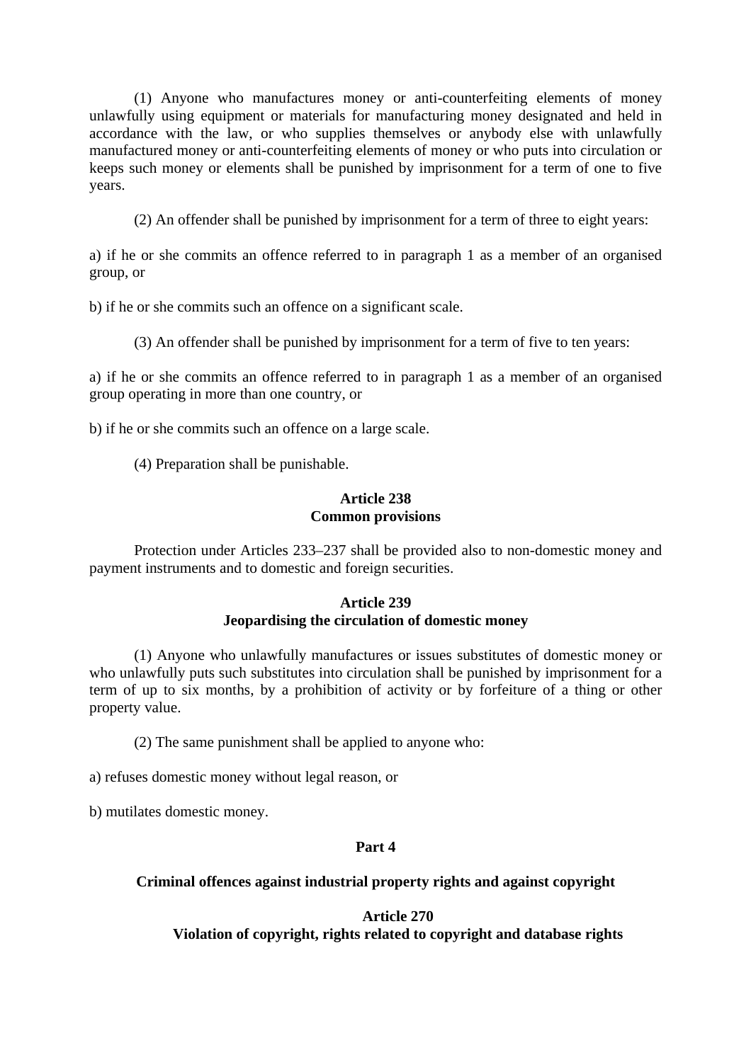(1) Anyone who manufactures money or anti-counterfeiting elements of money unlawfully using equipment or materials for manufacturing money designated and held in accordance with the law, or who supplies themselves or anybody else with unlawfully manufactured money or anti-counterfeiting elements of money or who puts into circulation or keeps such money or elements shall be punished by imprisonment for a term of one to five years.

(2) An offender shall be punished by imprisonment for a term of three to eight years:

a) if he or she commits an offence referred to in paragraph 1 as a member of an organised group, or

b) if he or she commits such an offence on a significant scale.

(3) An offender shall be punished by imprisonment for a term of five to ten years:

a) if he or she commits an offence referred to in paragraph 1 as a member of an organised group operating in more than one country, or

b) if he or she commits such an offence on a large scale.

(4) Preparation shall be punishable.

### Article 238
### Common provisions

Protection under Articles 233–237 shall be provided also to non-domestic money and payment instruments and to domestic and foreign securities.

### Article 239
### Jeopardising the circulation of domestic money

(1) Anyone who unlawfully manufactures or issues substitutes of domestic money or who unlawfully puts such substitutes into circulation shall be punished by imprisonment for a term of up to six months, by a prohibition of activity or by forfeiture of a thing or other property value.

(2) The same punishment shall be applied to anyone who:

a) refuses domestic money without legal reason, or

b) mutilates domestic money.

## Part 4

## Criminal offences against industrial property rights and against copyright

### Article 270
### Violation of copyright, rights related to copyright and database rights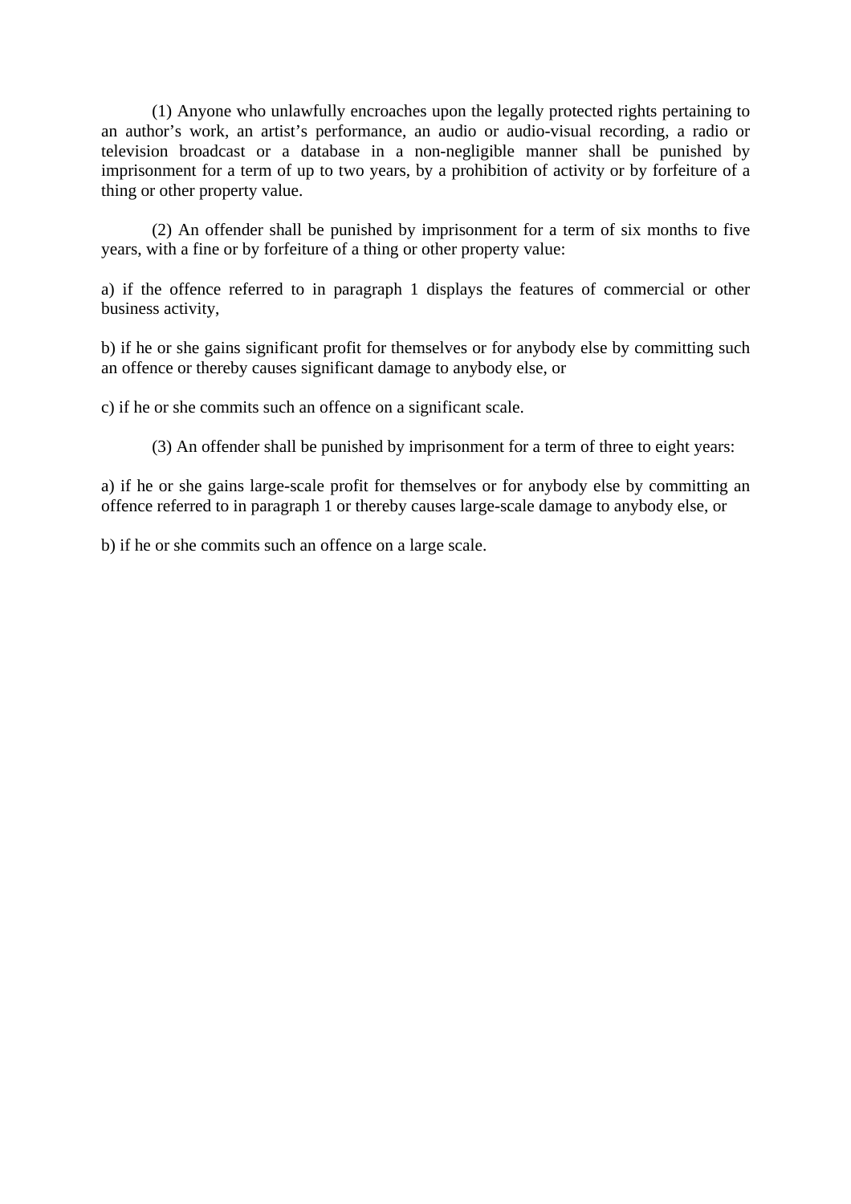(1) Anyone who unlawfully encroaches upon the legally protected rights pertaining to an author's work, an artist's performance, an audio or audio-visual recording, a radio or television broadcast or a database in a non-negligible manner shall be punished by imprisonment for a term of up to two years, by a prohibition of activity or by forfeiture of a thing or other property value.

(2) An offender shall be punished by imprisonment for a term of six months to five years, with a fine or by forfeiture of a thing or other property value:

a) if the offence referred to in paragraph 1 displays the features of commercial or other business activity,

b) if he or she gains significant profit for themselves or for anybody else by committing such an offence or thereby causes significant damage to anybody else, or

c) if he or she commits such an offence on a significant scale.

(3) An offender shall be punished by imprisonment for a term of three to eight years:

a) if he or she gains large-scale profit for themselves or for anybody else by committing an offence referred to in paragraph 1 or thereby causes large-scale damage to anybody else, or

b) if he or she commits such an offence on a large scale.